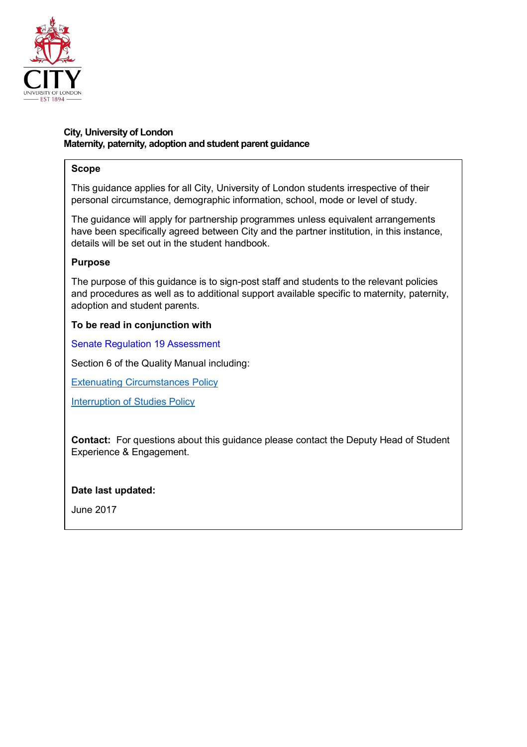**City, University of London**
**Maternity, paternity, adoption and student parent guidance**

### Scope

This guidance applies for all City, University of London students irrespective of their personal circumstance, demographic information, school, mode or level of study.

The guidance will apply for partnership programmes unless equivalent arrangements have been specifically agreed between City and the partner institution, in this instance, details will be set out in the student handbook.

### Purpose

The purpose of this guidance is to sign-post staff and students to the relevant policies and procedures as well as to additional support available specific to maternity, paternity, adoption and student parents.

### To be read in conjunction with

Senate Regulation 19 Assessment

Section 6 of the Quality Manual including:

Extenuating Circumstances Policy

Interruption of Studies Policy

**Contact:** For questions about this guidance please contact the Deputy Head of Student Experience & Engagement.

**Date last updated:**

June 2017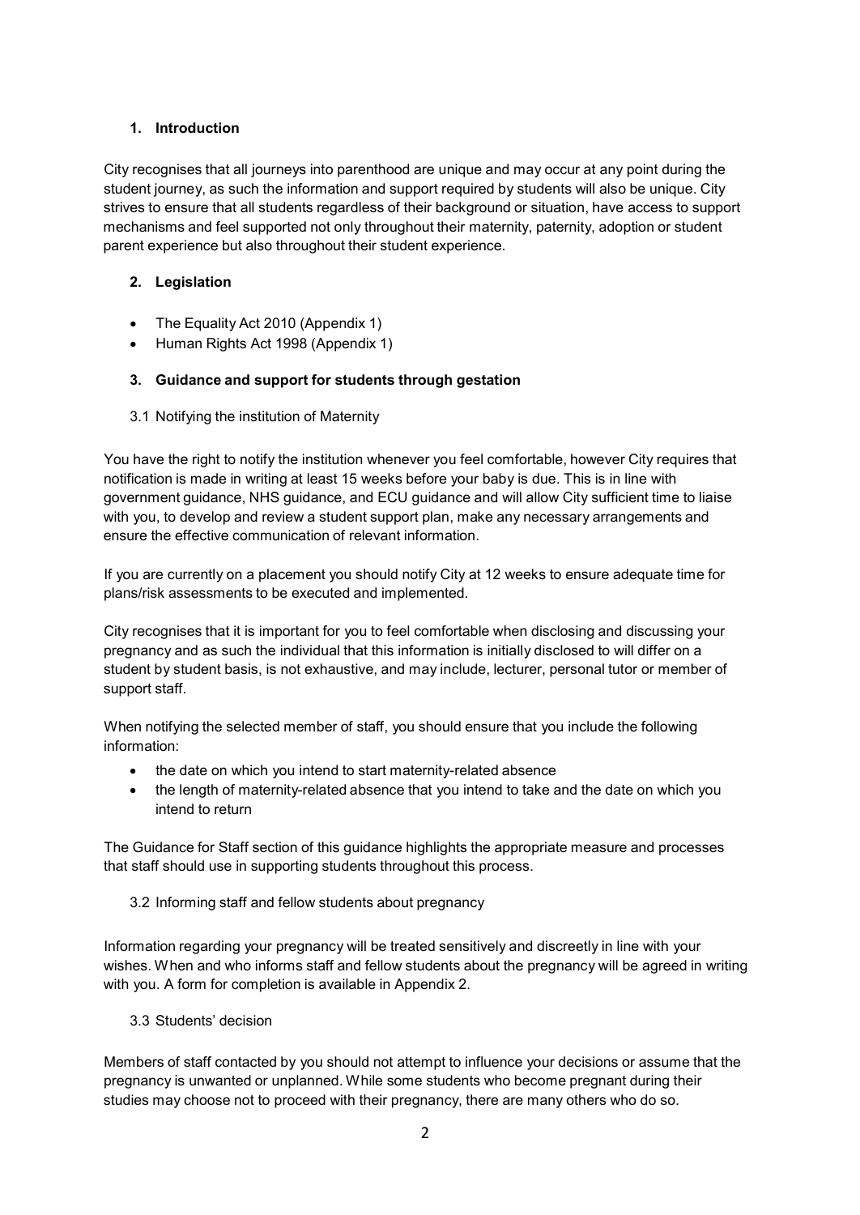## 1. Introduction

City recognises that all journeys into parenthood are unique and may occur at any point during the student journey, as such the information and support required by students will also be unique. City strives to ensure that all students regardless of their background or situation, have access to support mechanisms and feel supported not only throughout their maternity, paternity, adoption or student parent experience but also throughout their student experience.

## 2. Legislation

- The Equality Act 2010 (Appendix 1)
- Human Rights Act 1998 (Appendix 1)

## 3. Guidance and support for students through gestation

### 3.1 Notifying the institution of Maternity

You have the right to notify the institution whenever you feel comfortable, however City requires that notification is made in writing at least 15 weeks before your baby is due. This is in line with government guidance, NHS guidance, and ECU guidance and will allow City sufficient time to liaise with you, to develop and review a student support plan, make any necessary arrangements and ensure the effective communication of relevant information.

If you are currently on a placement you should notify City at 12 weeks to ensure adequate time for plans/risk assessments to be executed and implemented.

City recognises that it is important for you to feel comfortable when disclosing and discussing your pregnancy and as such the individual that this information is initially disclosed to will differ on a student by student basis, is not exhaustive, and may include, lecturer, personal tutor or member of support staff.

When notifying the selected member of staff, you should ensure that you include the following information:

- the date on which you intend to start maternity-related absence
- the length of maternity-related absence that you intend to take and the date on which you intend to return

The Guidance for Staff section of this guidance highlights the appropriate measure and processes that staff should use in supporting students throughout this process.

### 3.2 Informing staff and fellow students about pregnancy

Information regarding your pregnancy will be treated sensitively and discreetly in line with your wishes. When and who informs staff and fellow students about the pregnancy will be agreed in writing with you. A form for completion is available in Appendix 2.

### 3.3 Students' decision

Members of staff contacted by you should not attempt to influence your decisions or assume that the pregnancy is unwanted or unplanned. While some students who become pregnant during their studies may choose not to proceed with their pregnancy, there are many others who do so.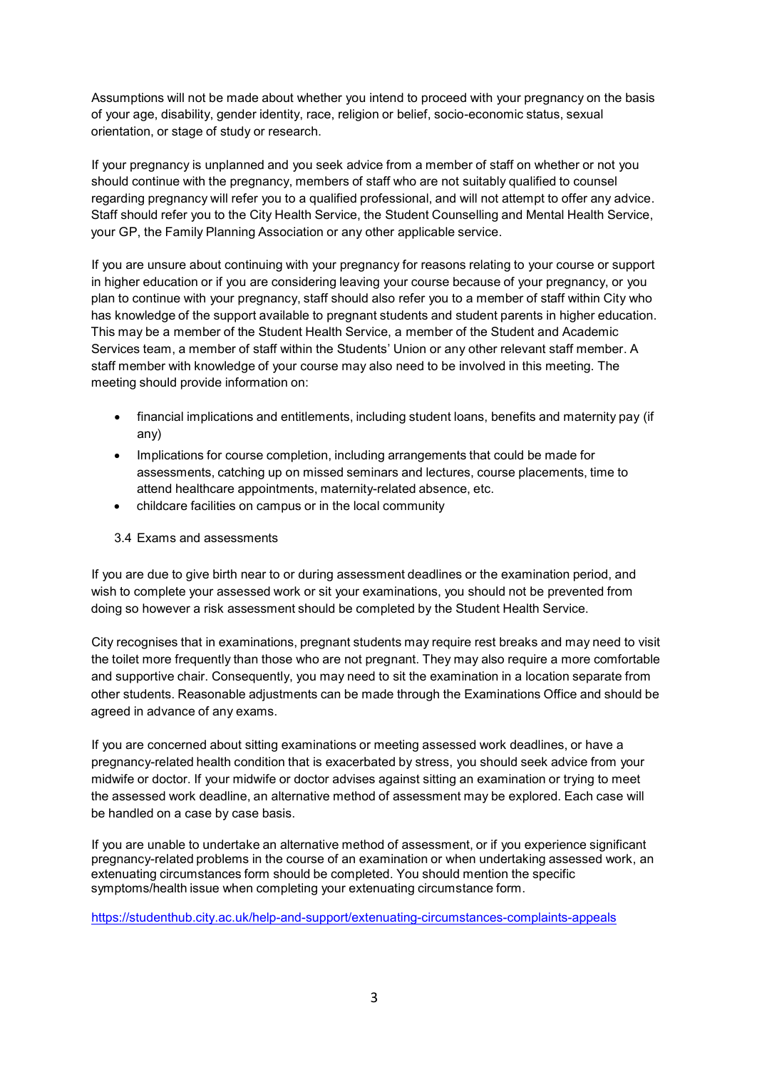Assumptions will not be made about whether you intend to proceed with your pregnancy on the basis of your age, disability, gender identity, race, religion or belief, socio-economic status, sexual orientation, or stage of study or research.

If your pregnancy is unplanned and you seek advice from a member of staff on whether or not you should continue with the pregnancy, members of staff who are not suitably qualified to counsel regarding pregnancy will refer you to a qualified professional, and will not attempt to offer any advice. Staff should refer you to the City Health Service, the Student Counselling and Mental Health Service, your GP, the Family Planning Association or any other applicable service.

If you are unsure about continuing with your pregnancy for reasons relating to your course or support in higher education or if you are considering leaving your course because of your pregnancy, or you plan to continue with your pregnancy, staff should also refer you to a member of staff within City who has knowledge of the support available to pregnant students and student parents in higher education. This may be a member of the Student Health Service, a member of the Student and Academic Services team, a member of staff within the Students' Union or any other relevant staff member. A staff member with knowledge of your course may also need to be involved in this meeting. The meeting should provide information on:

- financial implications and entitlements, including student loans, benefits and maternity pay (if any)
- Implications for course completion, including arrangements that could be made for assessments, catching up on missed seminars and lectures, course placements, time to attend healthcare appointments, maternity-related absence, etc.
- childcare facilities on campus or in the local community

### 3.4 Exams and assessments

If you are due to give birth near to or during assessment deadlines or the examination period, and wish to complete your assessed work or sit your examinations, you should not be prevented from doing so however a risk assessment should be completed by the Student Health Service.

City recognises that in examinations, pregnant students may require rest breaks and may need to visit the toilet more frequently than those who are not pregnant. They may also require a more comfortable and supportive chair. Consequently, you may need to sit the examination in a location separate from other students. Reasonable adjustments can be made through the Examinations Office and should be agreed in advance of any exams.

If you are concerned about sitting examinations or meeting assessed work deadlines, or have a pregnancy-related health condition that is exacerbated by stress, you should seek advice from your midwife or doctor. If your midwife or doctor advises against sitting an examination or trying to meet the assessed work deadline, an alternative method of assessment may be explored. Each case will be handled on a case by case basis.

If you are unable to undertake an alternative method of assessment, or if you experience significant pregnancy-related problems in the course of an examination or when undertaking assessed work, an extenuating circumstances form should be completed. You should mention the specific symptoms/health issue when completing your extenuating circumstance form.

https://studenthub.city.ac.uk/help-and-support/extenuating-circumstances-complaints-appeals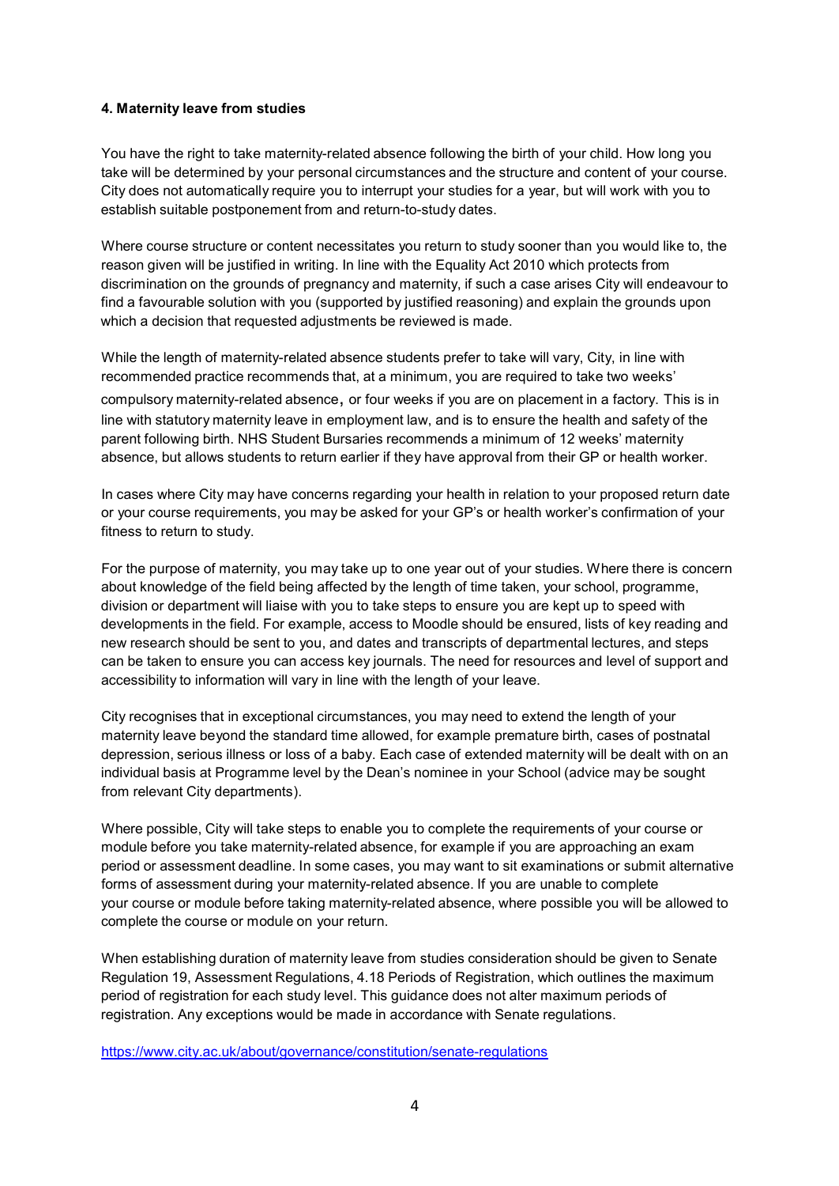**4. Maternity leave from studies**

You have the right to take maternity-related absence following the birth of your child. How long you take will be determined by your personal circumstances and the structure and content of your course. City does not automatically require you to interrupt your studies for a year, but will work with you to establish suitable postponement from and return-to-study dates.

Where course structure or content necessitates you return to study sooner than you would like to, the reason given will be justified in writing. In line with the Equality Act 2010 which protects from discrimination on the grounds of pregnancy and maternity, if such a case arises City will endeavour to find a favourable solution with you (supported by justified reasoning) and explain the grounds upon which a decision that requested adjustments be reviewed is made.

While the length of maternity-related absence students prefer to take will vary, City, in line with recommended practice recommends that, at a minimum, you are required to take two weeks' compulsory maternity-related absence, or four weeks if you are on placement in a factory. This is in line with statutory maternity leave in employment law, and is to ensure the health and safety of the parent following birth. NHS Student Bursaries recommends a minimum of 12 weeks' maternity absence, but allows students to return earlier if they have approval from their GP or health worker.

In cases where City may have concerns regarding your health in relation to your proposed return date or your course requirements, you may be asked for your GP's or health worker's confirmation of your fitness to return to study.

For the purpose of maternity, you may take up to one year out of your studies. Where there is concern about knowledge of the field being affected by the length of time taken, your school, programme, division or department will liaise with you to take steps to ensure you are kept up to speed with developments in the field. For example, access to Moodle should be ensured, lists of key reading and new research should be sent to you, and dates and transcripts of departmental lectures, and steps can be taken to ensure you can access key journals. The need for resources and level of support and accessibility to information will vary in line with the length of your leave.

City recognises that in exceptional circumstances, you may need to extend the length of your maternity leave beyond the standard time allowed, for example premature birth, cases of postnatal depression, serious illness or loss of a baby. Each case of extended maternity will be dealt with on an individual basis at Programme level by the Dean's nominee in your School (advice may be sought from relevant City departments).

Where possible, City will take steps to enable you to complete the requirements of your course or module before you take maternity-related absence, for example if you are approaching an exam period or assessment deadline. In some cases, you may want to sit examinations or submit alternative forms of assessment during your maternity-related absence. If you are unable to complete your course or module before taking maternity-related absence, where possible you will be allowed to complete the course or module on your return.

When establishing duration of maternity leave from studies consideration should be given to Senate Regulation 19, Assessment Regulations, 4.18 Periods of Registration, which outlines the maximum period of registration for each study level. This guidance does not alter maximum periods of registration. Any exceptions would be made in accordance with Senate regulations.

https://www.city.ac.uk/about/governance/constitution/senate-regulations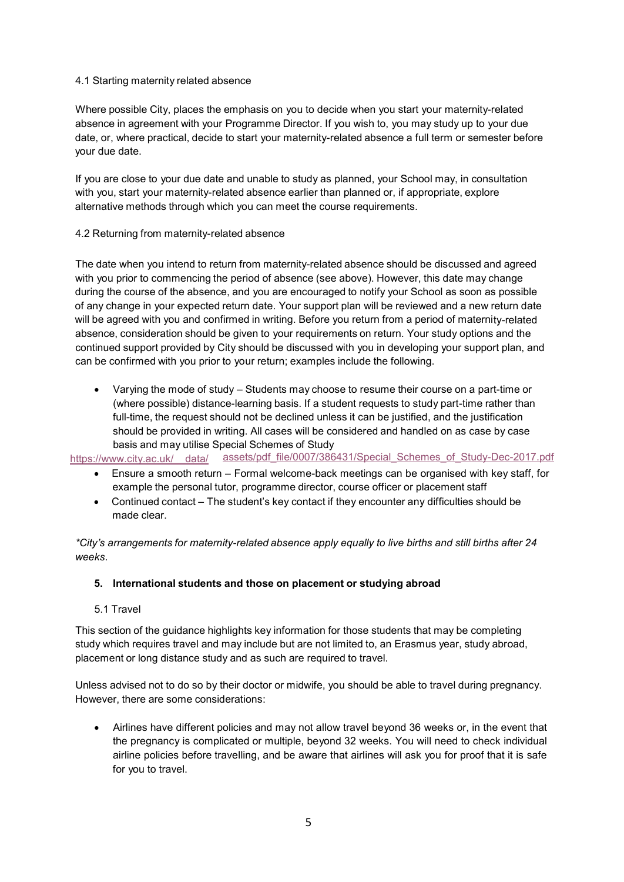4.1 Starting maternity related absence

Where possible City, places the emphasis on you to decide when you start your maternity-related absence in agreement with your Programme Director. If you wish to, you may study up to your due date, or, where practical, decide to start your maternity-related absence a full term or semester before your due date.

If you are close to your due date and unable to study as planned, your School may, in consultation with you, start your maternity-related absence earlier than planned or, if appropriate, explore alternative methods through which you can meet the course requirements.

4.2 Returning from maternity-related absence

The date when you intend to return from maternity-related absence should be discussed and agreed with you prior to commencing the period of absence (see above). However, this date may change during the course of the absence, and you are encouraged to notify your School as soon as possible of any change in your expected return date. Your support plan will be reviewed and a new return date will be agreed with you and confirmed in writing. Before you return from a period of maternity-related absence, consideration should be given to your requirements on return. Your study options and the continued support provided by City should be discussed with you in developing your support plan, and can be confirmed with you prior to your return; examples include the following.

- Varying the mode of study – Students may choose to resume their course on a part-time or (where possible) distance-learning basis. If a student requests to study part-time rather than full-time, the request should not be declined unless it can be justified, and the justification should be provided in writing. All cases will be considered and handled on as case by case basis and may utilise Special Schemes of Study https://www.city.ac.uk/__data/assets/pdf_file/0007/386431/Special_Schemes_of_Study-Dec-2017.pdf
- Ensure a smooth return – Formal welcome-back meetings can be organised with key staff, for example the personal tutor, programme director, course officer or placement staff
- Continued contact – The student's key contact if they encounter any difficulties should be made clear.

*City's arrangements for maternity-related absence apply equally to live births and still births after 24 weeks.*

## 5. International students and those on placement or studying abroad

5.1 Travel

This section of the guidance highlights key information for those students that may be completing study which requires travel and may include but are not limited to, an Erasmus year, study abroad, placement or long distance study and as such are required to travel.

Unless advised not to do so by their doctor or midwife, you should be able to travel during pregnancy. However, there are some considerations:

- Airlines have different policies and may not allow travel beyond 36 weeks or, in the event that the pregnancy is complicated or multiple, beyond 32 weeks. You will need to check individual airline policies before travelling, and be aware that airlines will ask you for proof that it is safe for you to travel.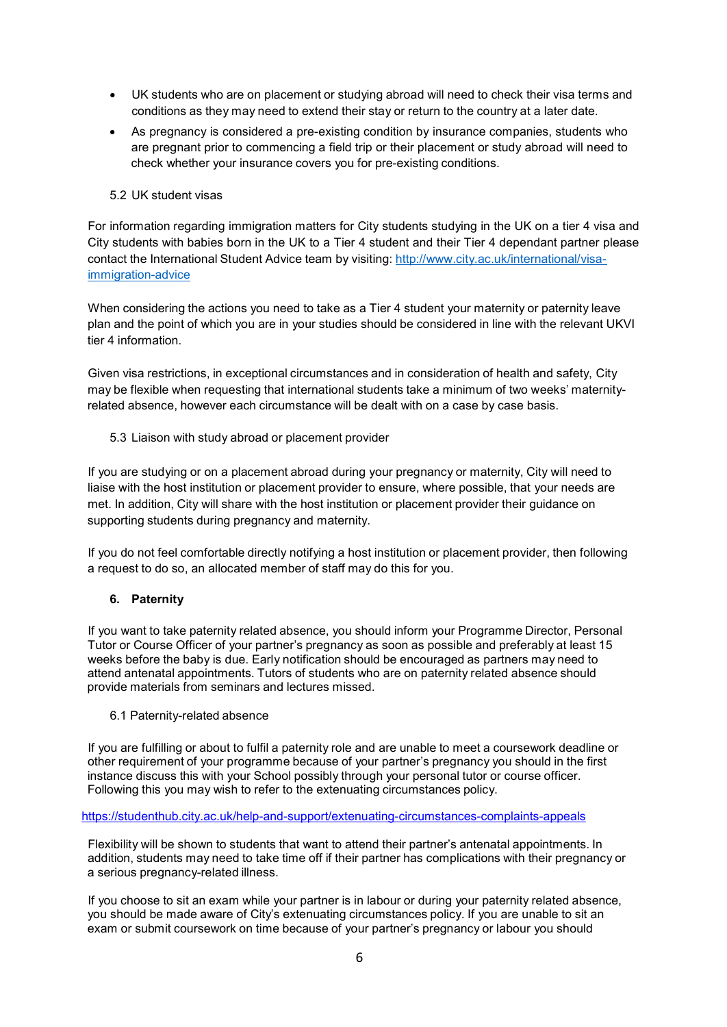- UK students who are on placement or studying abroad will need to check their visa terms and conditions as they may need to extend their stay or return to the country at a later date.
- As pregnancy is considered a pre-existing condition by insurance companies, students who are pregnant prior to commencing a field trip or their placement or study abroad will need to check whether your insurance covers you for pre-existing conditions.

### 5.2 UK student visas

For information regarding immigration matters for City students studying in the UK on a tier 4 visa and City students with babies born in the UK to a Tier 4 student and their Tier 4 dependant partner please contact the International Student Advice team by visiting: [http://www.city.ac.uk/international/visa-immigration-advice](http://www.city.ac.uk/international/visa-immigration-advice)

When considering the actions you need to take as a Tier 4 student your maternity or paternity leave plan and the point of which you are in your studies should be considered in line with the relevant UKVI tier 4 information.

Given visa restrictions, in exceptional circumstances and in consideration of health and safety, City may be flexible when requesting that international students take a minimum of two weeks' maternity-related absence, however each circumstance will be dealt with on a case by case basis.

### 5.3 Liaison with study abroad or placement provider

If you are studying or on a placement abroad during your pregnancy or maternity, City will need to liaise with the host institution or placement provider to ensure, where possible, that your needs are met. In addition, City will share with the host institution or placement provider their guidance on supporting students during pregnancy and maternity.

If you do not feel comfortable directly notifying a host institution or placement provider, then following a request to do so, an allocated member of staff may do this for you.

## 6. Paternity

If you want to take paternity related absence, you should inform your Programme Director, Personal Tutor or Course Officer of your partner's pregnancy as soon as possible and preferably at least 15 weeks before the baby is due. Early notification should be encouraged as partners may need to attend antenatal appointments. Tutors of students who are on paternity related absence should provide materials from seminars and lectures missed.

### 6.1 Paternity-related absence

If you are fulfilling or about to fulfil a paternity role and are unable to meet a coursework deadline or other requirement of your programme because of your partner's pregnancy you should in the first instance discuss this with your School possibly through your personal tutor or course officer. Following this you may wish to refer to the extenuating circumstances policy.

[https://studenthub.city.ac.uk/help-and-support/extenuating-circumstances-complaints-appeals](https://studenthub.city.ac.uk/help-and-support/extenuating-circumstances-complaints-appeals)

Flexibility will be shown to students that want to attend their partner's antenatal appointments. In addition, students may need to take time off if their partner has complications with their pregnancy or a serious pregnancy-related illness.

If you choose to sit an exam while your partner is in labour or during your paternity related absence, you should be made aware of City's extenuating circumstances policy. If you are unable to sit an exam or submit coursework on time because of your partner's pregnancy or labour you should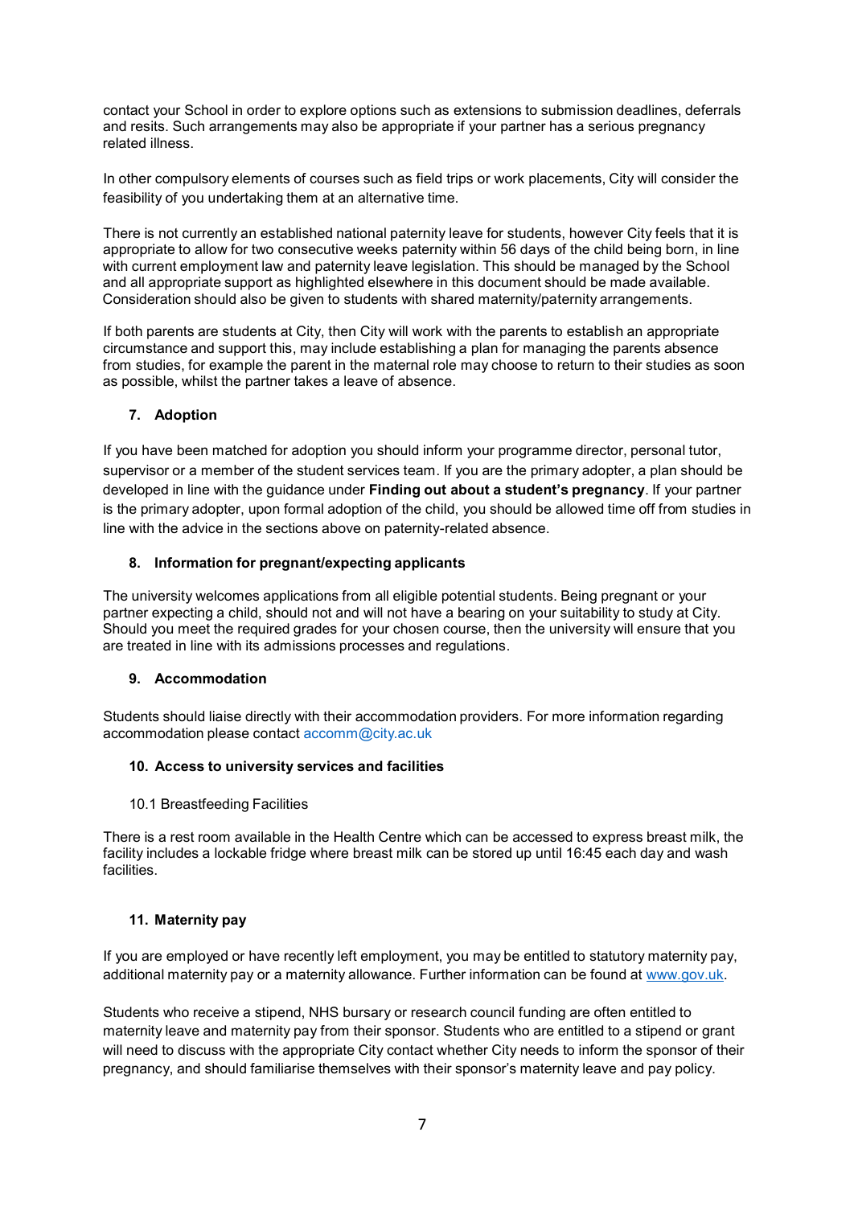contact your School in order to explore options such as extensions to submission deadlines, deferrals and resits. Such arrangements may also be appropriate if your partner has a serious pregnancy related illness.

In other compulsory elements of courses such as field trips or work placements, City will consider the feasibility of you undertaking them at an alternative time.

There is not currently an established national paternity leave for students, however City feels that it is appropriate to allow for two consecutive weeks paternity within 56 days of the child being born, in line with current employment law and paternity leave legislation. This should be managed by the School and all appropriate support as highlighted elsewhere in this document should be made available. Consideration should also be given to students with shared maternity/paternity arrangements.

If both parents are students at City, then City will work with the parents to establish an appropriate circumstance and support this, may include establishing a plan for managing the parents absence from studies, for example the parent in the maternal role may choose to return to their studies as soon as possible, whilst the partner takes a leave of absence.

## 7. Adoption

If you have been matched for adoption you should inform your programme director, personal tutor, supervisor or a member of the student services team. If you are the primary adopter, a plan should be developed in line with the guidance under **Finding out about a student's pregnancy**. If your partner is the primary adopter, upon formal adoption of the child, you should be allowed time off from studies in line with the advice in the sections above on paternity-related absence.

## 8. Information for pregnant/expecting applicants

The university welcomes applications from all eligible potential students. Being pregnant or your partner expecting a child, should not and will not have a bearing on your suitability to study at City. Should you meet the required grades for your chosen course, then the university will ensure that you are treated in line with its admissions processes and regulations.

## 9. Accommodation

Students should liaise directly with their accommodation providers. For more information regarding accommodation please contact accomm@city.ac.uk

## 10. Access to university services and facilities

### 10.1 Breastfeeding Facilities

There is a rest room available in the Health Centre which can be accessed to express breast milk, the facility includes a lockable fridge where breast milk can be stored up until 16:45 each day and wash facilities.

## 11. Maternity pay

If you are employed or have recently left employment, you may be entitled to statutory maternity pay, additional maternity pay or a maternity allowance. Further information can be found at www.gov.uk.

Students who receive a stipend, NHS bursary or research council funding are often entitled to maternity leave and maternity pay from their sponsor. Students who are entitled to a stipend or grant will need to discuss with the appropriate City contact whether City needs to inform the sponsor of their pregnancy, and should familiarise themselves with their sponsor's maternity leave and pay policy.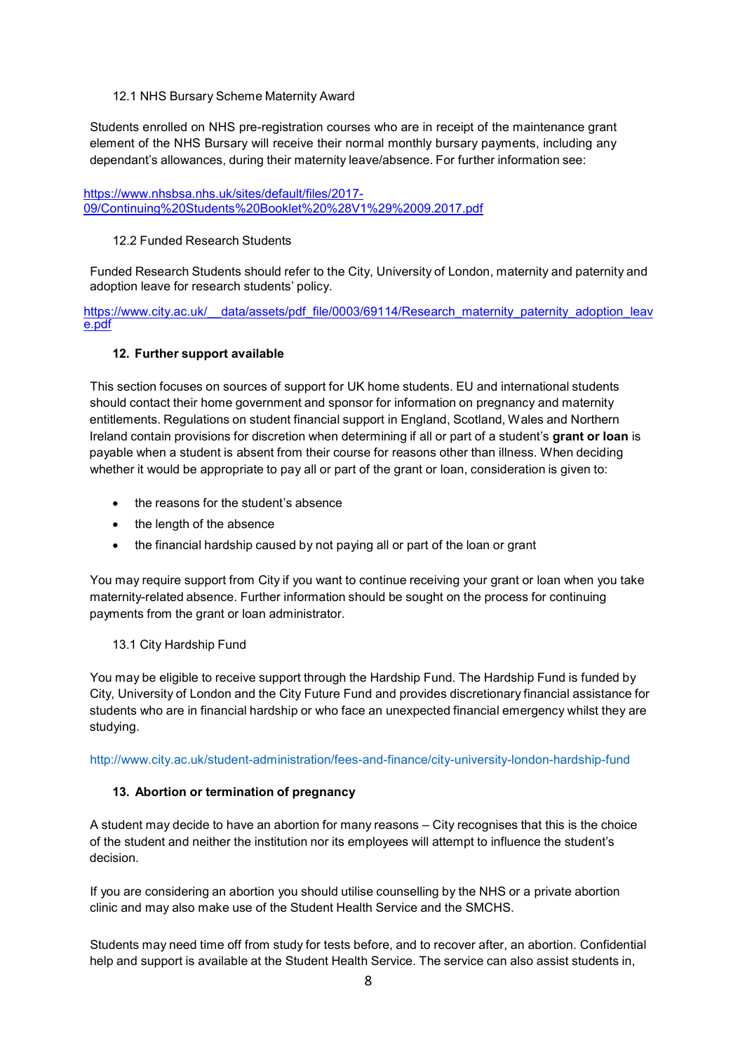### 12.1 NHS Bursary Scheme Maternity Award

Students enrolled on NHS pre-registration courses who are in receipt of the maintenance grant element of the NHS Bursary will receive their normal monthly bursary payments, including any dependant's allowances, during their maternity leave/absence. For further information see:

https://www.nhsbsa.nhs.uk/sites/default/files/2017-09/Continuing%20Students%20Booklet%20%28V1%29%2009.2017.pdf

### 12.2 Funded Research Students

Funded Research Students should refer to the City, University of London, maternity and paternity and adoption leave for research students' policy.

https://www.city.ac.uk/__data/assets/pdf_file/0003/69114/Research_maternity_paternity_adoption_leave.pdf

## 12. Further support available

This section focuses on sources of support for UK home students. EU and international students should contact their home government and sponsor for information on pregnancy and maternity entitlements. Regulations on student financial support in England, Scotland, Wales and Northern Ireland contain provisions for discretion when determining if all or part of a student's **grant or loan** is payable when a student is absent from their course for reasons other than illness. When deciding whether it would be appropriate to pay all or part of the grant or loan, consideration is given to:

- the reasons for the student's absence
- the length of the absence
- the financial hardship caused by not paying all or part of the loan or grant

You may require support from City if you want to continue receiving your grant or loan when you take maternity-related absence. Further information should be sought on the process for continuing payments from the grant or loan administrator.

### 13.1 City Hardship Fund

You may be eligible to receive support through the Hardship Fund. The Hardship Fund is funded by City, University of London and the City Future Fund and provides discretionary financial assistance for students who are in financial hardship or who face an unexpected financial emergency whilst they are studying.

http://www.city.ac.uk/student-administration/fees-and-finance/city-university-london-hardship-fund

## 13. Abortion or termination of pregnancy

A student may decide to have an abortion for many reasons – City recognises that this is the choice of the student and neither the institution nor its employees will attempt to influence the student's decision.

If you are considering an abortion you should utilise counselling by the NHS or a private abortion clinic and may also make use of the Student Health Service and the SMCHS.

Students may need time off from study for tests before, and to recover after, an abortion. Confidential help and support is available at the Student Health Service. The service can also assist students in,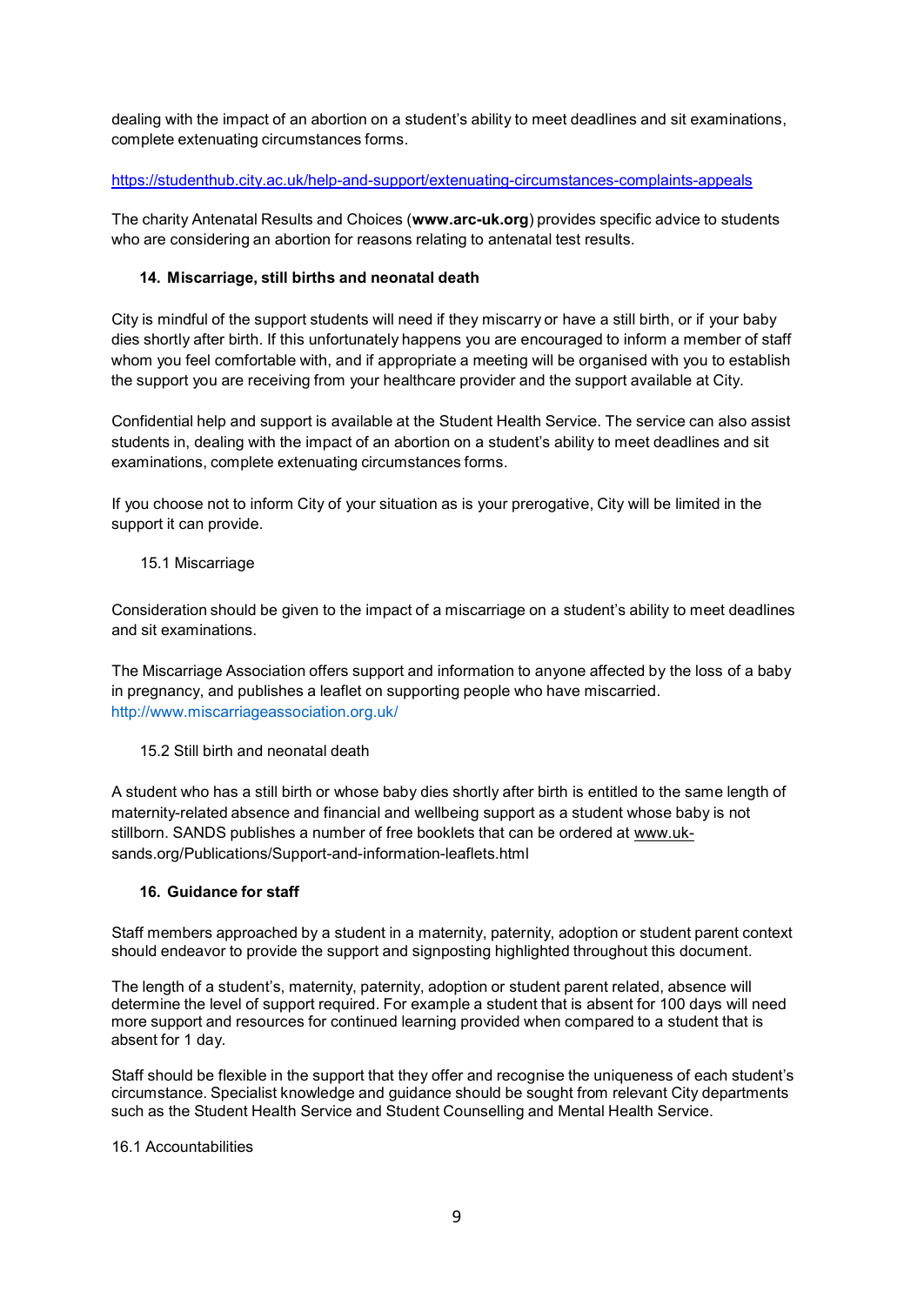dealing with the impact of an abortion on a student's ability to meet deadlines and sit examinations, complete extenuating circumstances forms.

https://studenthub.city.ac.uk/help-and-support/extenuating-circumstances-complaints-appeals

The charity Antenatal Results and Choices (**www.arc-uk.org**) provides specific advice to students who are considering an abortion for reasons relating to antenatal test results.

## 14. Miscarriage, still births and neonatal death

City is mindful of the support students will need if they miscarry or have a still birth, or if your baby dies shortly after birth. If this unfortunately happens you are encouraged to inform a member of staff whom you feel comfortable with, and if appropriate a meeting will be organised with you to establish the support you are receiving from your healthcare provider and the support available at City.

Confidential help and support is available at the Student Health Service. The service can also assist students in, dealing with the impact of an abortion on a student's ability to meet deadlines and sit examinations, complete extenuating circumstances forms.

If you choose not to inform City of your situation as is your prerogative, City will be limited in the support it can provide.

### 15.1 Miscarriage

Consideration should be given to the impact of a miscarriage on a student's ability to meet deadlines and sit examinations.

The Miscarriage Association offers support and information to anyone affected by the loss of a baby in pregnancy, and publishes a leaflet on supporting people who have miscarried.
http://www.miscarriageassociation.org.uk/

### 15.2 Still birth and neonatal death

A student who has a still birth or whose baby dies shortly after birth is entitled to the same length of maternity-related absence and financial and wellbeing support as a student whose baby is not stillborn. SANDS publishes a number of free booklets that can be ordered at www.uk-sands.org/Publications/Support-and-information-leaflets.html

## 16. Guidance for staff

Staff members approached by a student in a maternity, paternity, adoption or student parent context should endeavor to provide the support and signposting highlighted throughout this document.

The length of a student's, maternity, paternity, adoption or student parent related, absence will determine the level of support required. For example a student that is absent for 100 days will need more support and resources for continued learning provided when compared to a student that is absent for 1 day.

Staff should be flexible in the support that they offer and recognise the uniqueness of each student's circumstance. Specialist knowledge and guidance should be sought from relevant City departments such as the Student Health Service and Student Counselling and Mental Health Service.

### 16.1 Accountabilities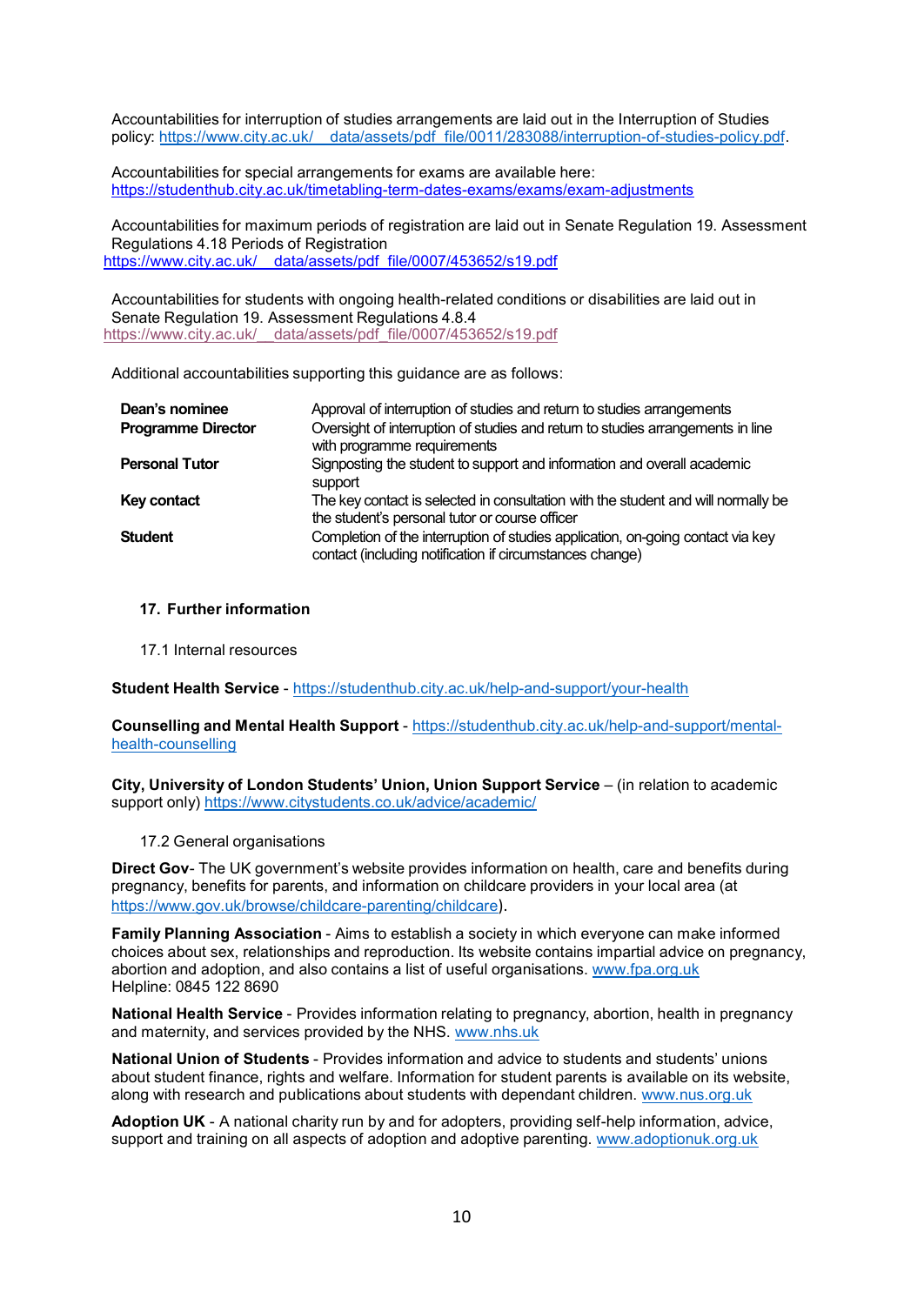Accountabilities for interruption of studies arrangements are laid out in the Interruption of Studies policy: https://www.city.ac.uk/__data/assets/pdf_file/0011/283088/interruption-of-studies-policy.pdf.

Accountabilities for special arrangements for exams are available here: https://studenthub.city.ac.uk/timetabling-term-dates-exams/exams/exam-adjustments

Accountabilities for maximum periods of registration are laid out in Senate Regulation 19. Assessment Regulations 4.18 Periods of Registration
https://www.city.ac.uk/__data/assets/pdf_file/0007/453652/s19.pdf

Accountabilities for students with ongoing health-related conditions or disabilities are laid out in Senate Regulation 19. Assessment Regulations 4.8.4
https://www.city.ac.uk/__data/assets/pdf_file/0007/453652/s19.pdf

Additional accountabilities supporting this guidance are as follows:

| | |
|---|---|
| **Dean's nominee** | Approval of interruption of studies and return to studies arrangements |
| **Programme Director** | Oversight of interruption of studies and return to studies arrangements in line with programme requirements |
| **Personal Tutor** | Signposting the student to support and information and overall academic support |
| **Key contact** | The key contact is selected in consultation with the student and will normally be the student's personal tutor or course officer |
| **Student** | Completion of the interruption of studies application, on-going contact via key contact (including notification if circumstances change) |

## 17. Further information

### 17.1 Internal resources

**Student Health Service** - https://studenthub.city.ac.uk/help-and-support/your-health

**Counselling and Mental Health Support** - https://studenthub.city.ac.uk/help-and-support/mental-health-counselling

**City, University of London Students' Union, Union Support Service** – (in relation to academic support only) https://www.citystudents.co.uk/advice/academic/

### 17.2 General organisations

**Direct Gov**- The UK government's website provides information on health, care and benefits during pregnancy, benefits for parents, and information on childcare providers in your local area (at https://www.gov.uk/browse/childcare-parenting/childcare).

**Family Planning Association** - Aims to establish a society in which everyone can make informed choices about sex, relationships and reproduction. Its website contains impartial advice on pregnancy, abortion and adoption, and also contains a list of useful organisations. www.fpa.org.uk
Helpline: 0845 122 8690

**National Health Service** - Provides information relating to pregnancy, abortion, health in pregnancy and maternity, and services provided by the NHS. www.nhs.uk

**National Union of Students** - Provides information and advice to students and students' unions about student finance, rights and welfare. Information for student parents is available on its website, along with research and publications about students with dependant children. www.nus.org.uk

**Adoption UK** - A national charity run by and for adopters, providing self-help information, advice, support and training on all aspects of adoption and adoptive parenting. www.adoptionuk.org.uk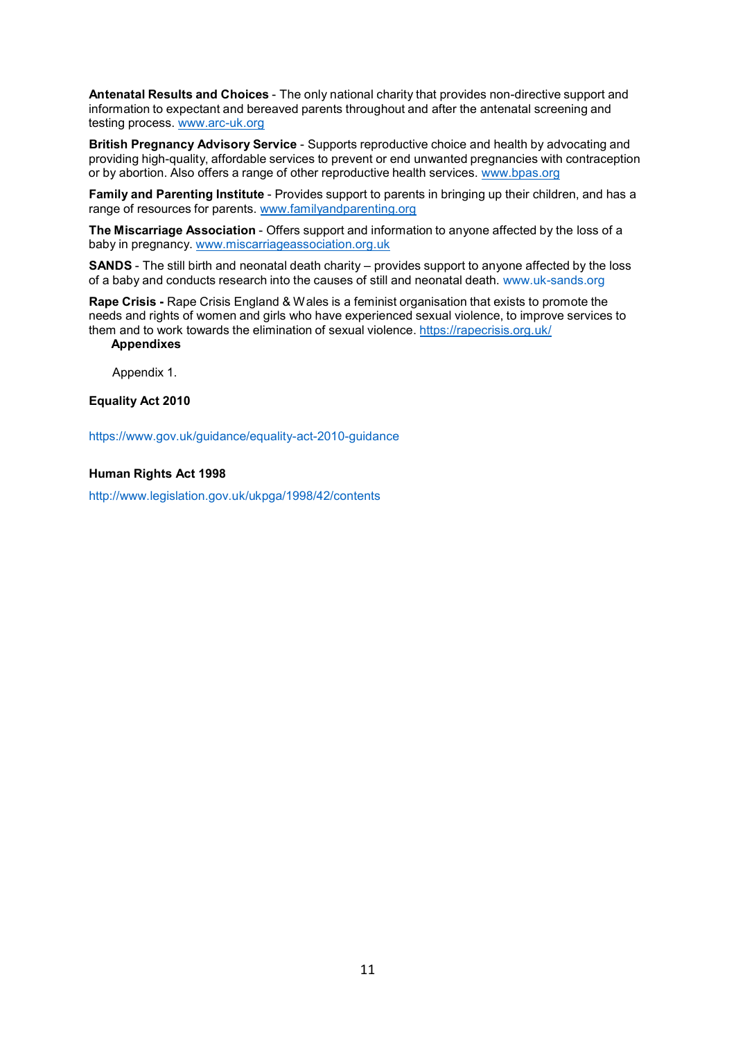**Antenatal Results and Choices** - The only national charity that provides non-directive support and information to expectant and bereaved parents throughout and after the antenatal screening and testing process. www.arc-uk.org

**British Pregnancy Advisory Service** - Supports reproductive choice and health by advocating and providing high-quality, affordable services to prevent or end unwanted pregnancies with contraception or by abortion. Also offers a range of other reproductive health services. www.bpas.org

**Family and Parenting Institute** - Provides support to parents in bringing up their children, and has a range of resources for parents. www.familyandparenting.org

**The Miscarriage Association** - Offers support and information to anyone affected by the loss of a baby in pregnancy. www.miscarriageassociation.org.uk

**SANDS** - The still birth and neonatal death charity – provides support to anyone affected by the loss of a baby and conducts research into the causes of still and neonatal death. www.uk-sands.org

**Rape Crisis -** Rape Crisis England & Wales is a feminist organisation that exists to promote the needs and rights of women and girls who have experienced sexual violence, to improve services to them and to work towards the elimination of sexual violence. https://rapecrisis.org.uk/

## Appendixes

Appendix 1.

**Equality Act 2010**

https://www.gov.uk/guidance/equality-act-2010-guidance

**Human Rights Act 1998**

http://www.legislation.gov.uk/ukpga/1998/42/contents